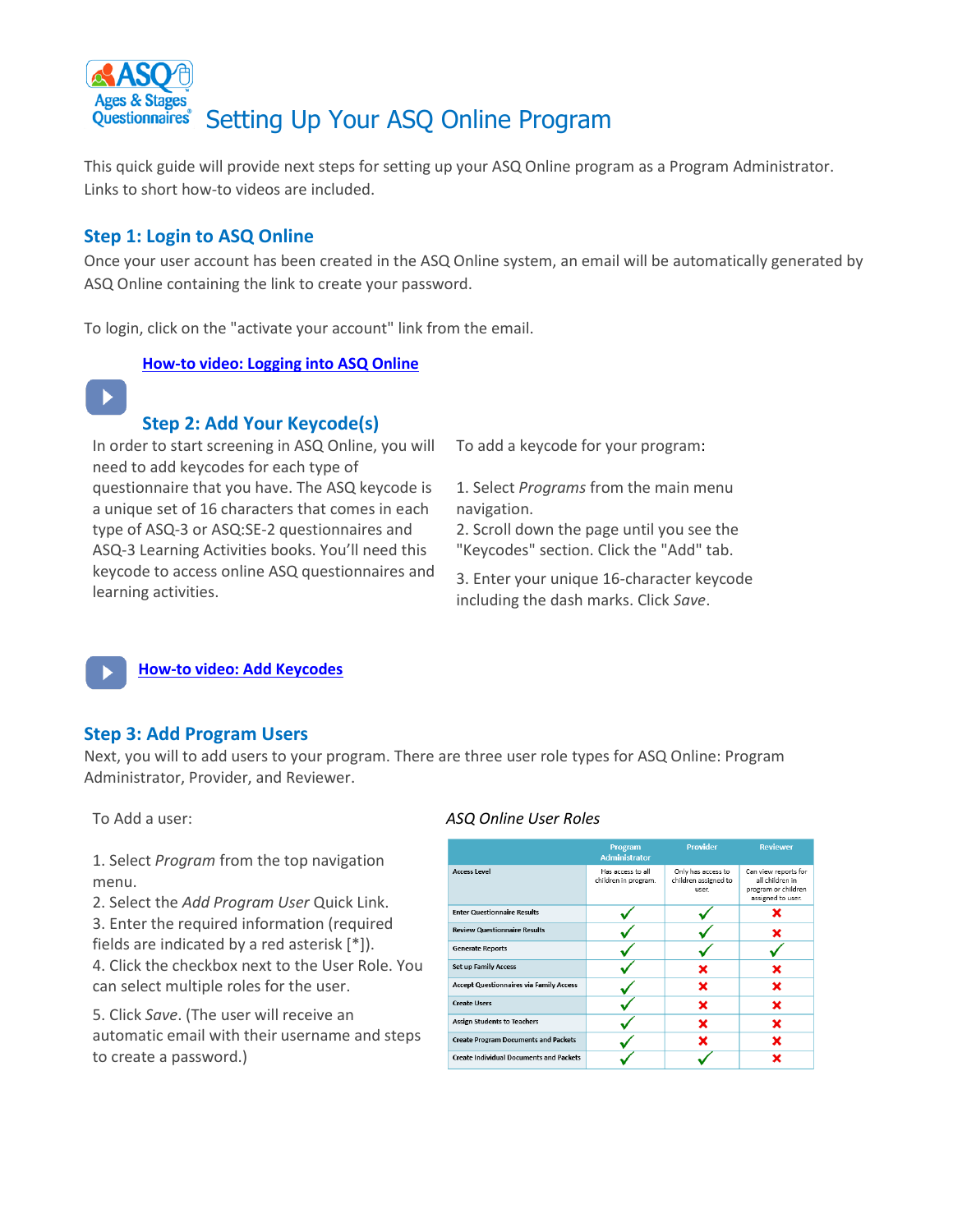# Setting Up Your ASQ Online Program

This quick guide will provide next steps for setting up your ASQ Online program as a Program Administrator. Links to short how-to videos are included.

## Step 1: Login to ASQ Online

Once your user account has been created in the ASQ Online system, an email will be automatically generated by ASQ Online containing the link to create your password.

To login, click on the "activate your account" link from the email.

**How-to video: Logging into ASQ Online**

## Step 2: Add Your Keycode(s)

In order to start screening in ASQ Online, you will need to add keycodes for each type of questionnaire that you have. The ASQ keycode is a unique set of 16 characters that comes in each type of ASQ-3 or ASQ:SE-2 questionnaires and ASQ-3 Learning Activities books. You'll need this keycode to access online ASQ questionnaires and learning activities.

To add a keycode for your program:

1. Select *Programs* from the main menu navigation.
2. Scroll down the page until you see the "Keycodes" section. Click the "Add" tab.
3. Enter your unique 16-character keycode including the dash marks. Click *Save*.

**How-to video: Add Keycodes**

## Step 3: Add Program Users

Next, you will to add users to your program. There are three user role types for ASQ Online: Program Administrator, Provider, and Reviewer.

To Add a user:

1. Select *Program* from the top navigation menu.
2. Select the *Add Program User* Quick Link.
3. Enter the required information (required fields are indicated by a red asterisk [*]).
4. Click the checkbox next to the User Role. You can select multiple roles for the user.
5. Click *Save*. (The user will receive an automatic email with their username and steps to create a password.)

*ASQ Online User Roles*

| | Program Administrator | Provider | Reviewer |
|---|---|---|---|
| Access Level | Has access to all children in program. | Only has access to children assigned to user. | Can view reports for all children in program or children assigned to user. |
| Enter Questionnaire Results | ✓ | ✓ | ✗ |
| Review Questionnaire Results | ✓ | ✓ | ✗ |
| Generate Reports | ✓ | ✓ | ✓ |
| Set up Family Access | ✓ | ✗ | ✗ |
| Accept Questionnaires via Family Access | ✓ | ✗ | ✗ |
| Create Users | ✓ | ✗ | ✗ |
| Assign Students to Teachers | ✓ | ✗ | ✗ |
| Create Program Documents and Packets | ✓ | ✗ | ✗ |
| Create Individual Documents and Packets | ✓ | ✓ | ✗ |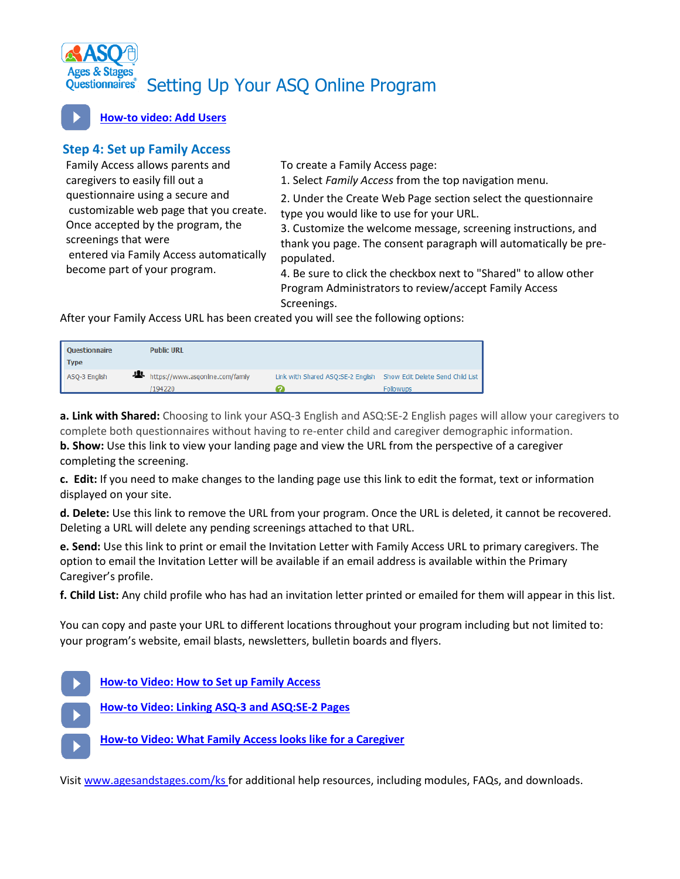# Setting Up Your ASQ Online Program

**How-to video: Add Users**

## Step 4: Set up Family Access

Family Access allows parents and caregivers to easily fill out a questionnaire using a secure and customizable web page that you create. Once accepted by the program, the screenings that were entered via Family Access automatically become part of your program.

To create a Family Access page:

1. Select *Family Access* from the top navigation menu.
2. Under the Create Web Page section select the questionnaire type you would like to use for your URL.
3. Customize the welcome message, screening instructions, and thank you page. The consent paragraph will automatically be pre-populated.
4. Be sure to click the checkbox next to "Shared" to allow other Program Administrators to review/accept Family Access Screenings.

After your Family Access URL has been created you will see the following options:

| Questionnaire Type | Public URL | | |
|---|---|---|---|
| ASQ-3 English | https://www.asqonline.com/family/194220 | Link with Shared ASQ:SE-2 English | Show Edit Delete Send Child List Followups |

**a. Link with Shared:** Choosing to link your ASQ-3 English and ASQ:SE-2 English pages will allow your caregivers to complete both questionnaires without having to re-enter child and caregiver demographic information.

**b. Show:** Use this link to view your landing page and view the URL from the perspective of a caregiver completing the screening.

**c. Edit:** If you need to make changes to the landing page use this link to edit the format, text or information displayed on your site.

**d. Delete:** Use this link to remove the URL from your program. Once the URL is deleted, it cannot be recovered. Deleting a URL will delete any pending screenings attached to that URL.

**e. Send:** Use this link to print or email the Invitation Letter with Family Access URL to primary caregivers. The option to email the Invitation Letter will be available if an email address is available within the Primary Caregiver's profile.

**f. Child List:** Any child profile who has had an invitation letter printed or emailed for them will appear in this list.

You can copy and paste your URL to different locations throughout your program including but not limited to: your program's website, email blasts, newsletters, bulletin boards and flyers.

**How-to Video: How to Set up Family Access**

**How-to Video: Linking ASQ-3 and ASQ:SE-2 Pages**

**How-to Video: What Family Access looks like for a Caregiver**

Visit www.agesandstages.com/ks for additional help resources, including modules, FAQs, and downloads.